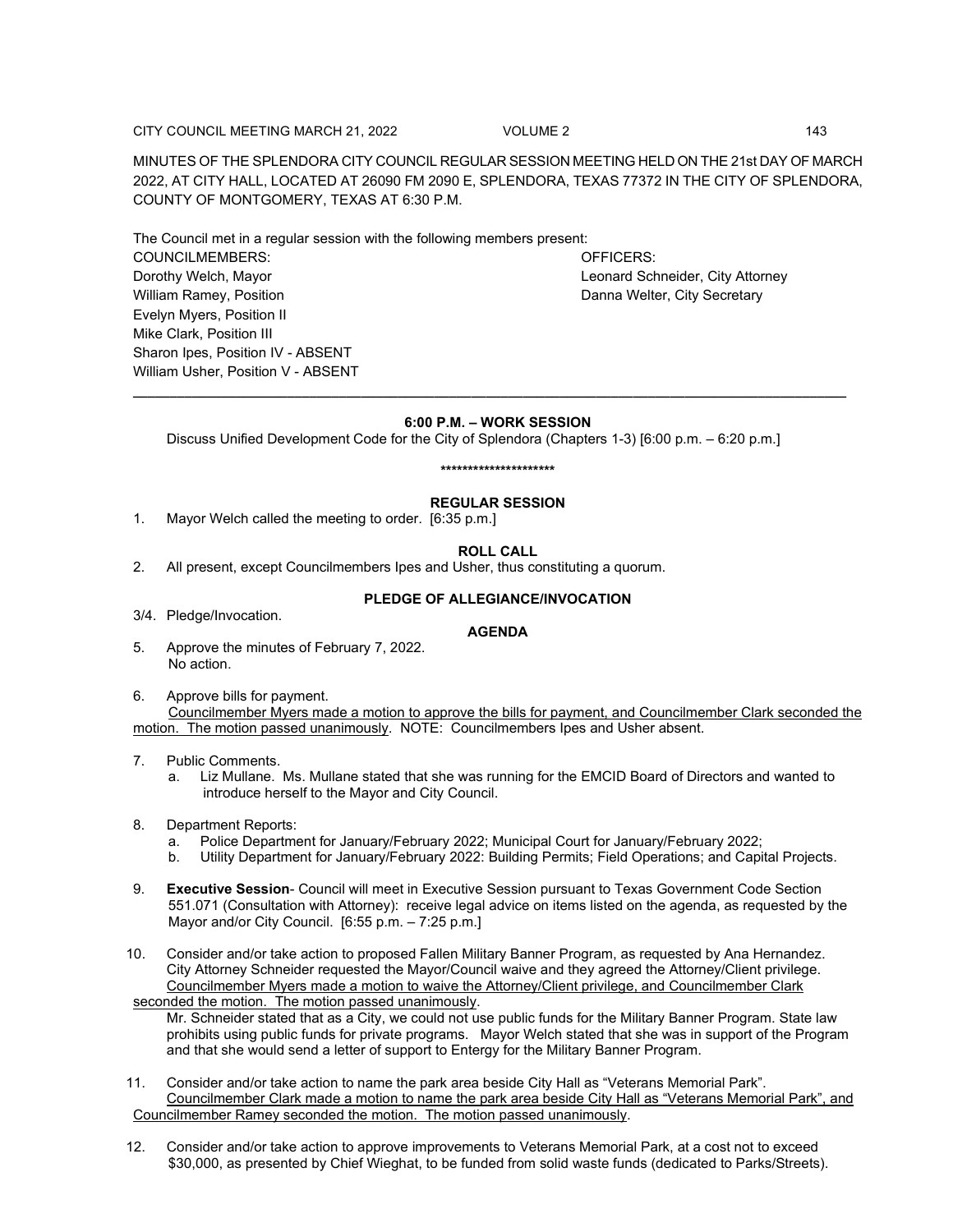MINUTES OF THE SPLENDORA CITY COUNCIL REGULAR SESSION MEETING HELD ON THE 21st DAY OF MARCH 2022, AT CITY HALL, LOCATED AT 26090 FM 2090 E, SPLENDORA, TEXAS 77372 IN THE CITY OF SPLENDORA, COUNTY OF MONTGOMERY, TEXAS AT 6:30 P.M.

The Council met in a regular session with the following members present:

COUNCILMEMBERS:
Dorothy Welch, Mayor
William Ramey, Position
Evelyn Myers, Position II
Mike Clark, Position III
Sharon Ipes, Position IV - ABSENT
William Usher, Position V - ABSENT

OFFICERS:
Leonard Schneider, City Attorney
Danna Welter, City Secretary

---

**6:00 P.M. – WORK SESSION**

Discuss Unified Development Code for the City of Splendora (Chapters 1-3) [6:00 p.m. – 6:20 p.m.]

********************

**REGULAR SESSION**

1. Mayor Welch called the meeting to order. [6:35 p.m.]

**ROLL CALL**

2. All present, except Councilmembers Ipes and Usher, thus constituting a quorum.

**PLEDGE OF ALLEGIANCE/INVOCATION**

3/4. Pledge/Invocation.

**AGENDA**

5. Approve the minutes of February 7, 2022.
   No action.

6. Approve bills for payment.
   <u>Councilmember Myers made a motion to approve the bills for payment, and Councilmember Clark seconded the motion. The motion passed unanimously</u>. NOTE: Councilmembers Ipes and Usher absent.

7. Public Comments.
   a. Liz Mullane. Ms. Mullane stated that she was running for the EMCID Board of Directors and wanted to introduce herself to the Mayor and City Council.

8. Department Reports:
   a. Police Department for January/February 2022; Municipal Court for January/February 2022;
   b. Utility Department for January/February 2022: Building Permits; Field Operations; and Capital Projects.

9. **Executive Session**- Council will meet in Executive Session pursuant to Texas Government Code Section 551.071 (Consultation with Attorney): receive legal advice on items listed on the agenda, as requested by the Mayor and/or City Council. [6:55 p.m. – 7:25 p.m.]

10. Consider and/or take action to proposed Fallen Military Banner Program, as requested by Ana Hernandez.
    City Attorney Schneider requested the Mayor/Council waive and they agreed the Attorney/Client privilege.
    <u>Councilmember Myers made a motion to waive the Attorney/Client privilege, and Councilmember Clark seconded the motion. The motion passed unanimously</u>.
    Mr. Schneider stated that as a City, we could not use public funds for the Military Banner Program. State law prohibits using public funds for private programs. Mayor Welch stated that she was in support of the Program and that she would send a letter of support to Entergy for the Military Banner Program.

11. Consider and/or take action to name the park area beside City Hall as "Veterans Memorial Park".
    <u>Councilmember Clark made a motion to name the park area beside City Hall as "Veterans Memorial Park", and Councilmember Ramey seconded the motion. The motion passed unanimously</u>.

12. Consider and/or take action to approve improvements to Veterans Memorial Park, at a cost not to exceed $30,000, as presented by Chief Wieghat, to be funded from solid waste funds (dedicated to Parks/Streets).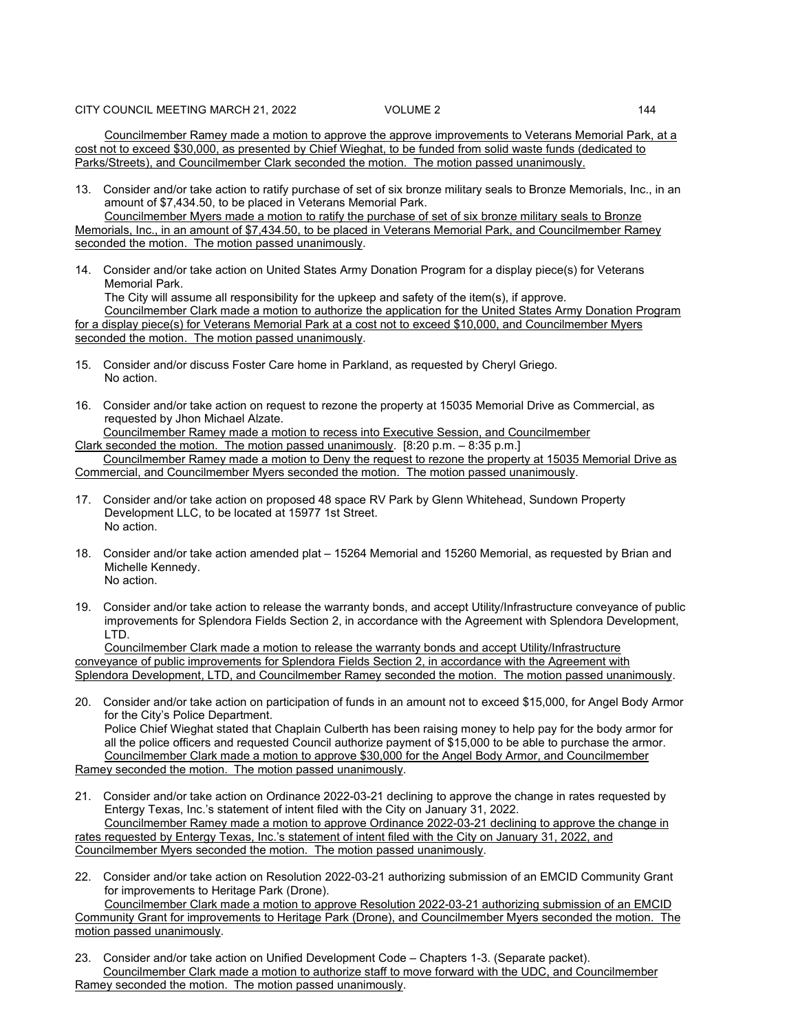Councilmember Ramey made a motion to approve the approve improvements to Veterans Memorial Park, at a cost not to exceed $30,000, as presented by Chief Wieghat, to be funded from solid waste funds (dedicated to Parks/Streets), and Councilmember Clark seconded the motion. The motion passed unanimously.

13. Consider and/or take action to ratify purchase of set of six bronze military seals to Bronze Memorials, Inc., in an amount of $7,434.50, to be placed in Veterans Memorial Park.

    Councilmember Myers made a motion to ratify the purchase of set of six bronze military seals to Bronze Memorials, Inc., in an amount of $7,434.50, to be placed in Veterans Memorial Park, and Councilmember Ramey seconded the motion. The motion passed unanimously.

14. Consider and/or take action on United States Army Donation Program for a display piece(s) for Veterans Memorial Park.

    The City will assume all responsibility for the upkeep and safety of the item(s), if approve.

    Councilmember Clark made a motion to authorize the application for the United States Army Donation Program for a display piece(s) for Veterans Memorial Park at a cost not to exceed $10,000, and Councilmember Myers seconded the motion. The motion passed unanimously.

15. Consider and/or discuss Foster Care home in Parkland, as requested by Cheryl Griego.

    No action.

16. Consider and/or take action on request to rezone the property at 15035 Memorial Drive as Commercial, as requested by Jhon Michael Alzate.

    Councilmember Ramey made a motion to recess into Executive Session, and Councilmember Clark seconded the motion. The motion passed unanimously. [8:20 p.m. – 8:35 p.m.]

    Councilmember Ramey made a motion to Deny the request to rezone the property at 15035 Memorial Drive as Commercial, and Councilmember Myers seconded the motion. The motion passed unanimously.

17. Consider and/or take action on proposed 48 space RV Park by Glenn Whitehead, Sundown Property Development LLC, to be located at 15977 1st Street.

    No action.

18. Consider and/or take action amended plat – 15264 Memorial and 15260 Memorial, as requested by Brian and Michelle Kennedy.

    No action.

19. Consider and/or take action to release the warranty bonds, and accept Utility/Infrastructure conveyance of public improvements for Splendora Fields Section 2, in accordance with the Agreement with Splendora Development, LTD.

    Councilmember Clark made a motion to release the warranty bonds and accept Utility/Infrastructure conveyance of public improvements for Splendora Fields Section 2, in accordance with the Agreement with Splendora Development, LTD, and Councilmember Ramey seconded the motion. The motion passed unanimously.

20. Consider and/or take action on participation of funds in an amount not to exceed $15,000, for Angel Body Armor for the City's Police Department.

    Police Chief Wieghat stated that Chaplain Culberth has been raising money to help pay for the body armor for all the police officers and requested Council authorize payment of $15,000 to be able to purchase the armor.

    Councilmember Clark made a motion to approve $30,000 for the Angel Body Armor, and Councilmember Ramey seconded the motion. The motion passed unanimously.

21. Consider and/or take action on Ordinance 2022-03-21 declining to approve the change in rates requested by Entergy Texas, Inc.'s statement of intent filed with the City on January 31, 2022.

    Councilmember Ramey made a motion to approve Ordinance 2022-03-21 declining to approve the change in rates requested by Entergy Texas, Inc.'s statement of intent filed with the City on January 31, 2022, and Councilmember Myers seconded the motion. The motion passed unanimously.

22. Consider and/or take action on Resolution 2022-03-21 authorizing submission of an EMCID Community Grant for improvements to Heritage Park (Drone).

    Councilmember Clark made a motion to approve Resolution 2022-03-21 authorizing submission of an EMCID Community Grant for improvements to Heritage Park (Drone), and Councilmember Myers seconded the motion. The motion passed unanimously.

23. Consider and/or take action on Unified Development Code – Chapters 1-3. (Separate packet).

    Councilmember Clark made a motion to authorize staff to move forward with the UDC, and Councilmember Ramey seconded the motion. The motion passed unanimously.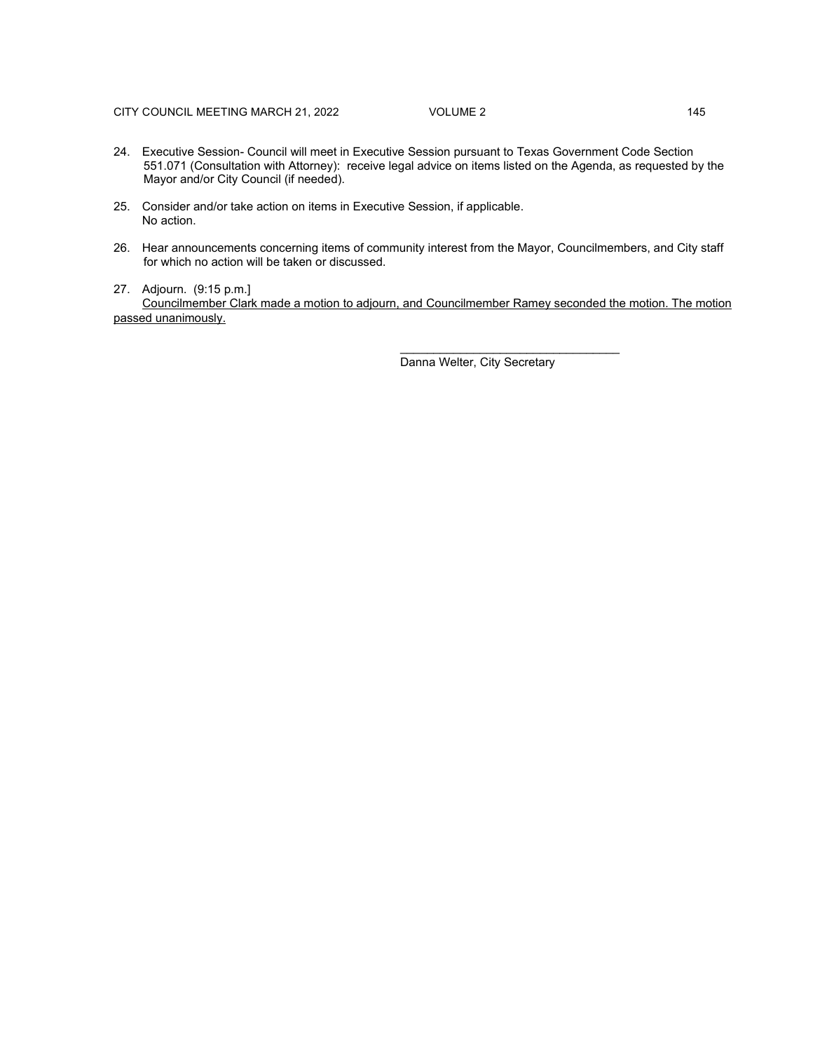24. Executive Session- Council will meet in Executive Session pursuant to Texas Government Code Section 551.071 (Consultation with Attorney): receive legal advice on items listed on the Agenda, as requested by the Mayor and/or City Council (if needed).

25. Consider and/or take action on items in Executive Session, if applicable.
    No action.

26. Hear announcements concerning items of community interest from the Mayor, Councilmembers, and City staff for which no action will be taken or discussed.

27. Adjourn. (9:15 p.m.]
    <u>Councilmember Clark made a motion to adjourn, and Councilmember Ramey seconded the motion. The motion passed unanimously.</u>

\_\_\_\_\_\_\_\_\_\_\_\_\_\_\_\_\_\_\_\_\_\_\_\_\_\_\_\_\_\_\_\_\_\_

Danna Welter, City Secretary